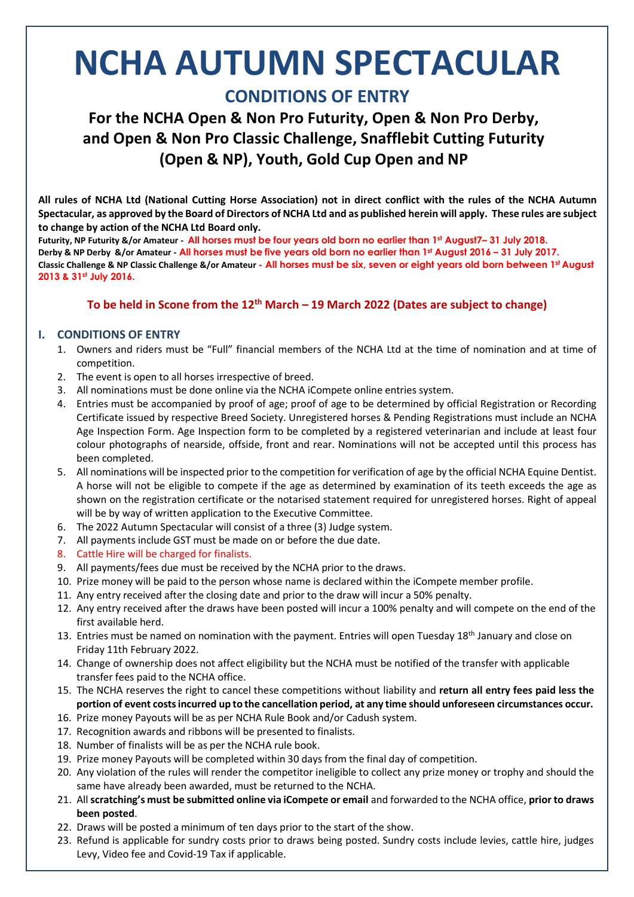# NCHA AUTUMN SPECTACULAR

## CONDITIONS OF ENTRY

### For the NCHA Open & Non Pro Futurity, Open & Non Pro Derby, and Open & Non Pro Classic Challenge, Snafflebit Cutting Futurity (Open & NP), Youth, Gold Cup Open and NP

**All rules of NCHA Ltd (National Cutting Horse Association) not in direct conflict with the rules of the NCHA Autumn Spectacular, as approved by the Board of Directors of NCHA Ltd and as published herein will apply. These rules are subject to change by action of the NCHA Ltd Board only.**

**Futurity, NP Futurity &/or Amateur - All horses must be four years old born no earlier than 1st August7– 31 July 2018.**
**Derby & NP Derby &/or Amateur - All horses must be five years old born no earlier than 1st August 2016 – 31 July 2017.**
**Classic Challenge & NP Classic Challenge &/or Amateur - All horses must be six, seven or eight years old born between 1st August 2013 & 31st July 2016.**

**To be held in Scone from the 12th March – 19 March 2022 (Dates are subject to change)**

## I. CONDITIONS OF ENTRY

1. Owners and riders must be "Full" financial members of the NCHA Ltd at the time of nomination and at time of competition.
2. The event is open to all horses irrespective of breed.
3. All nominations must be done online via the NCHA iCompete online entries system.
4. Entries must be accompanied by proof of age; proof of age to be determined by official Registration or Recording Certificate issued by respective Breed Society. Unregistered horses & Pending Registrations must include an NCHA Age Inspection Form. Age Inspection form to be completed by a registered veterinarian and include at least four colour photographs of nearside, offside, front and rear. Nominations will not be accepted until this process has been completed.
5. All nominations will be inspected prior to the competition for verification of age by the official NCHA Equine Dentist. A horse will not be eligible to compete if the age as determined by examination of its teeth exceeds the age as shown on the registration certificate or the notarised statement required for unregistered horses. Right of appeal will be by way of written application to the Executive Committee.
6. The 2022 Autumn Spectacular will consist of a three (3) Judge system.
7. All payments include GST must be made on or before the due date.
8. Cattle Hire will be charged for finalists.
9. All payments/fees due must be received by the NCHA prior to the draws.
10. Prize money will be paid to the person whose name is declared within the iCompete member profile.
11. Any entry received after the closing date and prior to the draw will incur a 50% penalty.
12. Any entry received after the draws have been posted will incur a 100% penalty and will compete on the end of the first available herd.
13. Entries must be named on nomination with the payment. Entries will open Tuesday 18th January and close on Friday 11th February 2022.
14. Change of ownership does not affect eligibility but the NCHA must be notified of the transfer with applicable transfer fees paid to the NCHA office.
15. The NCHA reserves the right to cancel these competitions without liability and **return all entry fees paid less the portion of event costs incurred up to the cancellation period, at any time should unforeseen circumstances occur.**
16. Prize money Payouts will be as per NCHA Rule Book and/or Cadush system.
17. Recognition awards and ribbons will be presented to finalists.
18. Number of finalists will be as per the NCHA rule book.
19. Prize money Payouts will be completed within 30 days from the final day of competition.
20. Any violation of the rules will render the competitor ineligible to collect any prize money or trophy and should the same have already been awarded, must be returned to the NCHA.
21. All **scratching's must be submitted online via iCompete or email** and forwarded to the NCHA office, **prior to draws been posted**.
22. Draws will be posted a minimum of ten days prior to the start of the show.
23. Refund is applicable for sundry costs prior to draws being posted. Sundry costs include levies, cattle hire, judges Levy, Video fee and Covid-19 Tax if applicable.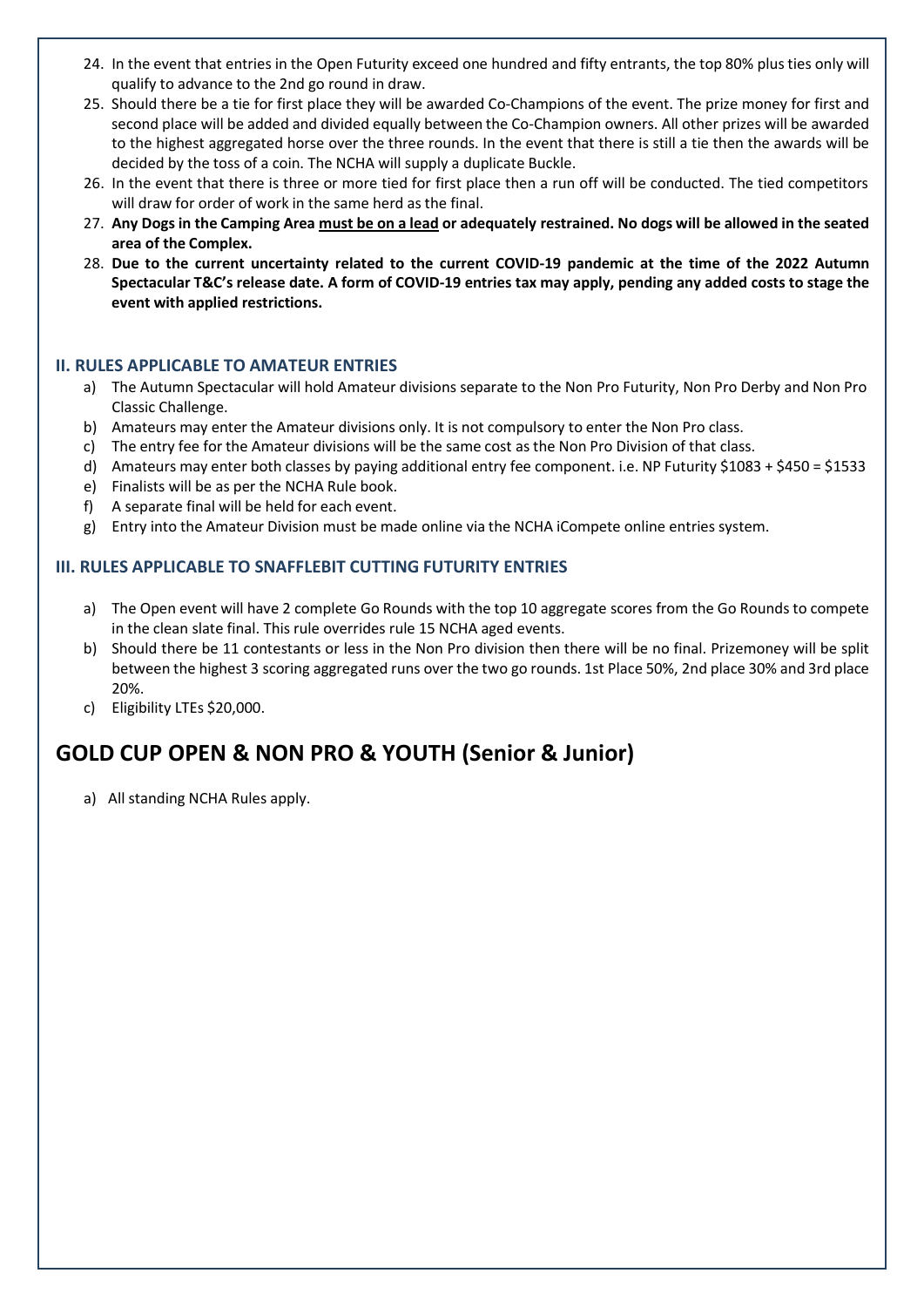24. In the event that entries in the Open Futurity exceed one hundred and fifty entrants, the top 80% plus ties only will qualify to advance to the 2nd go round in draw.
25. Should there be a tie for first place they will be awarded Co-Champions of the event. The prize money for first and second place will be added and divided equally between the Co-Champion owners. All other prizes will be awarded to the highest aggregated horse over the three rounds. In the event that there is still a tie then the awards will be decided by the toss of a coin. The NCHA will supply a duplicate Buckle.
26. In the event that there is three or more tied for first place then a run off will be conducted. The tied competitors will draw for order of work in the same herd as the final.
27. **Any Dogs in the Camping Area <u>must be on a lead</u> or adequately restrained. No dogs will be allowed in the seated area of the Complex.**
28. **Due to the current uncertainty related to the current COVID-19 pandemic at the time of the 2022 Autumn Spectacular T&C's release date. A form of COVID-19 entries tax may apply, pending any added costs to stage the event with applied restrictions.**

### II. RULES APPLICABLE TO AMATEUR ENTRIES

a) The Autumn Spectacular will hold Amateur divisions separate to the Non Pro Futurity, Non Pro Derby and Non Pro Classic Challenge.
b) Amateurs may enter the Amateur divisions only. It is not compulsory to enter the Non Pro class.
c) The entry fee for the Amateur divisions will be the same cost as the Non Pro Division of that class.
d) Amateurs may enter both classes by paying additional entry fee component. i.e. NP Futurity $1083 + $450 = $1533
e) Finalists will be as per the NCHA Rule book.
f) A separate final will be held for each event.
g) Entry into the Amateur Division must be made online via the NCHA iCompete online entries system.

### III. RULES APPLICABLE TO SNAFFLEBIT CUTTING FUTURITY ENTRIES

a) The Open event will have 2 complete Go Rounds with the top 10 aggregate scores from the Go Rounds to compete in the clean slate final. This rule overrides rule 15 NCHA aged events.
b) Should there be 11 contestants or less in the Non Pro division then there will be no final. Prizemoney will be split between the highest 3 scoring aggregated runs over the two go rounds. 1st Place 50%, 2nd place 30% and 3rd place 20%.
c) Eligibility LTEs $20,000.

## GOLD CUP OPEN & NON PRO & YOUTH (Senior & Junior)

a) All standing NCHA Rules apply.